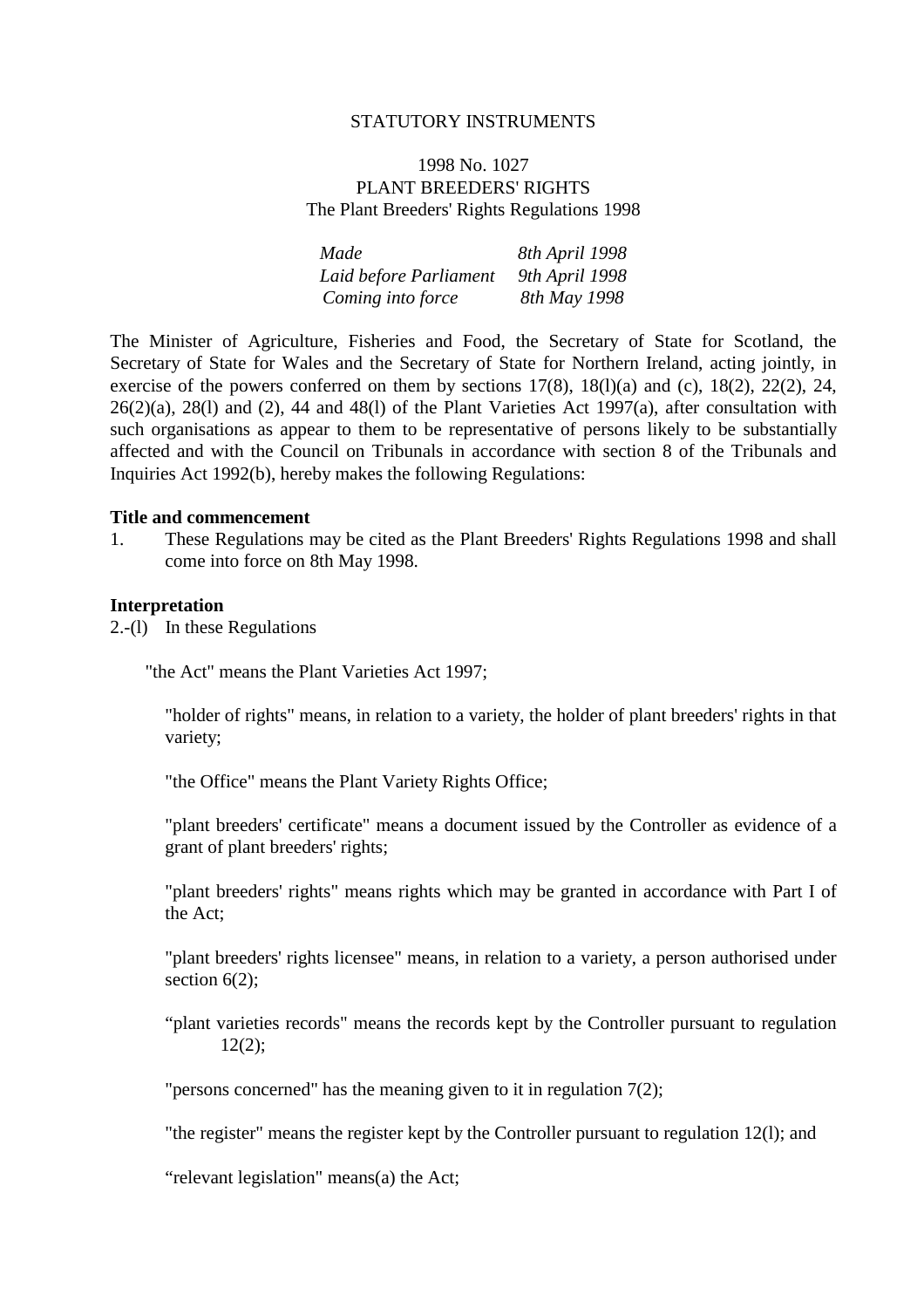STATUTORY INSTRUMENTS

1998 No. 1027

PLANT BREEDERS' RIGHTS

The Plant Breeders' Rights Regulations 1998

| | |
|---|---|
| *Made* | *8th April 1998* |
| *Laid before Parliament* | *9th April 1998* |
| *Coming into force* | *8th May 1998* |

The Minister of Agriculture, Fisheries and Food, the Secretary of State for Scotland, the Secretary of State for Wales and the Secretary of State for Northern Ireland, acting jointly, in exercise of the powers conferred on them by sections 17(8), 18(l)(a) and (c), 18(2), 22(2), 24, 26(2)(a), 28(l) and (2), 44 and 48(l) of the Plant Varieties Act 1997(a), after consultation with such organisations as appear to them to be representative of persons likely to be substantially affected and with the Council on Tribunals in accordance with section 8 of the Tribunals and Inquiries Act 1992(b), hereby makes the following Regulations:

**Title and commencement**

1. These Regulations may be cited as the Plant Breeders' Rights Regulations 1998 and shall come into force on 8th May 1998.

**Interpretation**

2.-(l) In these Regulations

"the Act" means the Plant Varieties Act 1997;

"holder of rights" means, in relation to a variety, the holder of plant breeders' rights in that variety;

"the Office" means the Plant Variety Rights Office;

"plant breeders' certificate" means a document issued by the Controller as evidence of a grant of plant breeders' rights;

"plant breeders' rights" means rights which may be granted in accordance with Part I of the Act;

"plant breeders' rights licensee" means, in relation to a variety, a person authorised under section 6(2);

"plant varieties records" means the records kept by the Controller pursuant to regulation 12(2);

"persons concerned" has the meaning given to it in regulation 7(2);

"the register" means the register kept by the Controller pursuant to regulation 12(l); and

"relevant legislation" means(a) the Act;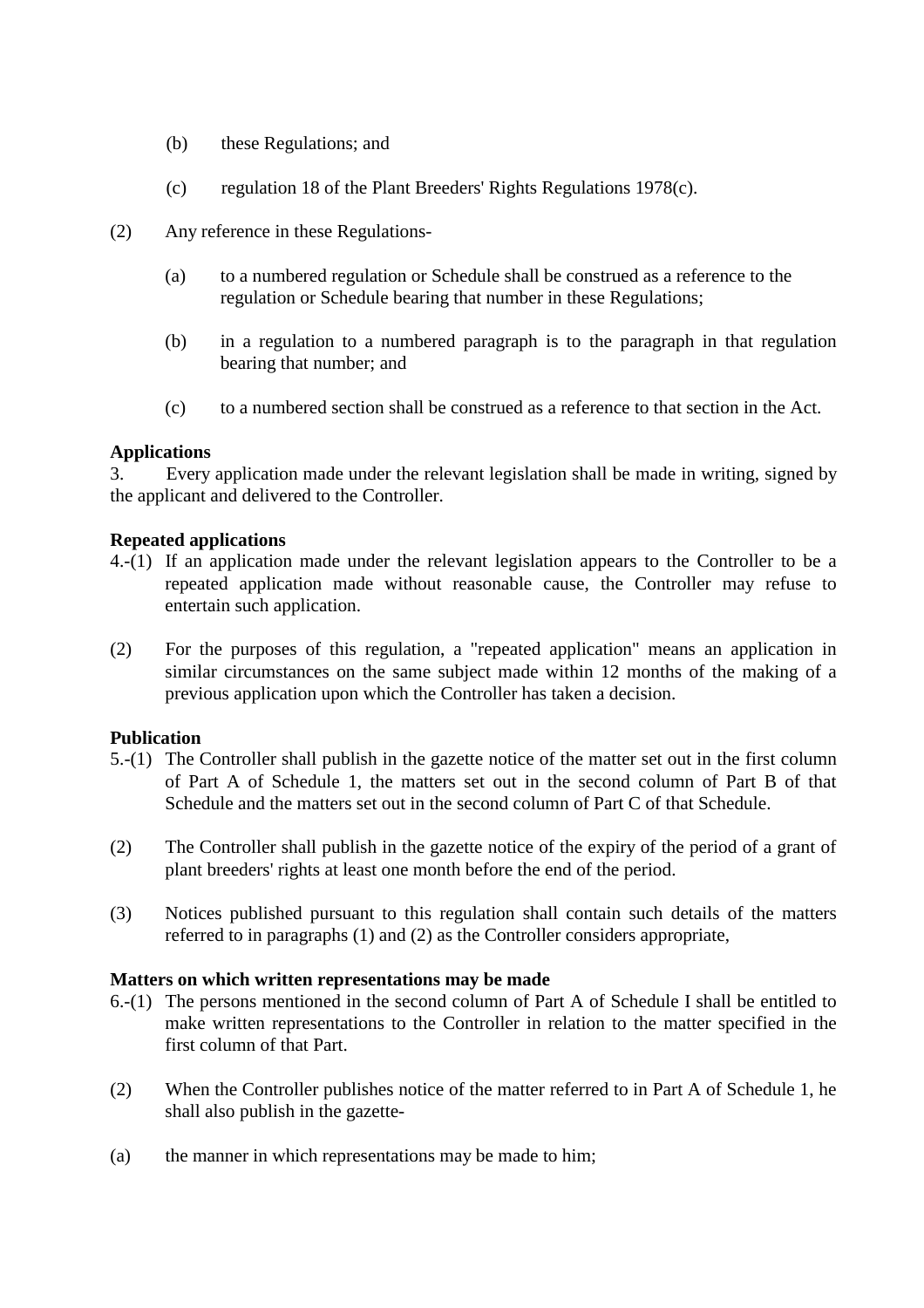(b) these Regulations; and

(c) regulation 18 of the Plant Breeders' Rights Regulations 1978(c).

(2) Any reference in these Regulations-

(a) to a numbered regulation or Schedule shall be construed as a reference to the regulation or Schedule bearing that number in these Regulations;

(b) in a regulation to a numbered paragraph is to the paragraph in that regulation bearing that number; and

(c) to a numbered section shall be construed as a reference to that section in the Act.

**Applications**

3. Every application made under the relevant legislation shall be made in writing, signed by the applicant and delivered to the Controller.

**Repeated applications**

4.-(1) If an application made under the relevant legislation appears to the Controller to be a repeated application made without reasonable cause, the Controller may refuse to entertain such application.

(2) For the purposes of this regulation, a "repeated application" means an application in similar circumstances on the same subject made within 12 months of the making of a previous application upon which the Controller has taken a decision.

**Publication**

5.-(1) The Controller shall publish in the gazette notice of the matter set out in the first column of Part A of Schedule 1, the matters set out in the second column of Part B of that Schedule and the matters set out in the second column of Part C of that Schedule.

(2) The Controller shall publish in the gazette notice of the expiry of the period of a grant of plant breeders' rights at least one month before the end of the period.

(3) Notices published pursuant to this regulation shall contain such details of the matters referred to in paragraphs (1) and (2) as the Controller considers appropriate,

**Matters on which written representations may be made**

6.-(1) The persons mentioned in the second column of Part A of Schedule I shall be entitled to make written representations to the Controller in relation to the matter specified in the first column of that Part.

(2) When the Controller publishes notice of the matter referred to in Part A of Schedule 1, he shall also publish in the gazette-

(a) the manner in which representations may be made to him;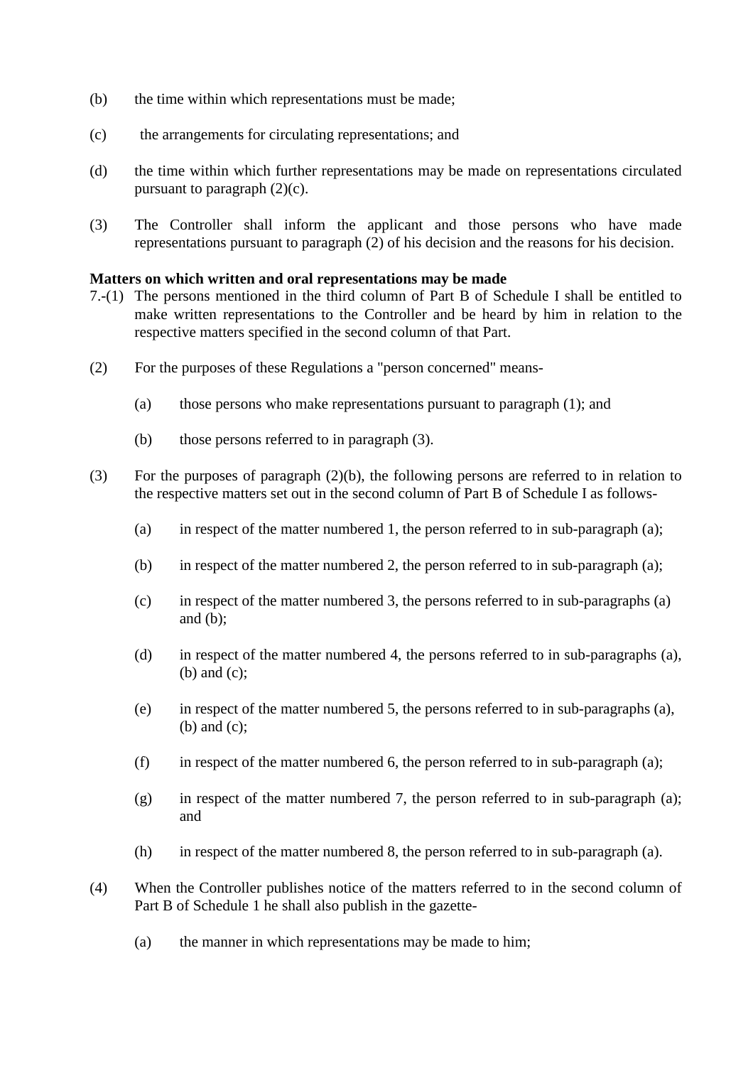(b) the time within which representations must be made;

(c) the arrangements for circulating representations; and

(d) the time within which further representations may be made on representations circulated pursuant to paragraph (2)(c).

(3) The Controller shall inform the applicant and those persons who have made representations pursuant to paragraph (2) of his decision and the reasons for his decision.

**Matters on which written and oral representations may be made**

7.-(1) The persons mentioned in the third column of Part B of Schedule I shall be entitled to make written representations to the Controller and be heard by him in relation to the respective matters specified in the second column of that Part.

(2) For the purposes of these Regulations a "person concerned" means-

- (a) those persons who make representations pursuant to paragraph (1); and
- (b) those persons referred to in paragraph (3).

(3) For the purposes of paragraph (2)(b), the following persons are referred to in relation to the respective matters set out in the second column of Part B of Schedule I as follows-

- (a) in respect of the matter numbered 1, the person referred to in sub-paragraph (a);
- (b) in respect of the matter numbered 2, the person referred to in sub-paragraph (a);
- (c) in respect of the matter numbered 3, the persons referred to in sub-paragraphs (a) and (b);
- (d) in respect of the matter numbered 4, the persons referred to in sub-paragraphs (a), (b) and (c);
- (e) in respect of the matter numbered 5, the persons referred to in sub-paragraphs (a), (b) and (c);
- (f) in respect of the matter numbered 6, the person referred to in sub-paragraph (a);
- (g) in respect of the matter numbered 7, the person referred to in sub-paragraph (a); and
- (h) in respect of the matter numbered 8, the person referred to in sub-paragraph (a).

(4) When the Controller publishes notice of the matters referred to in the second column of Part B of Schedule 1 he shall also publish in the gazette-

- (a) the manner in which representations may be made to him;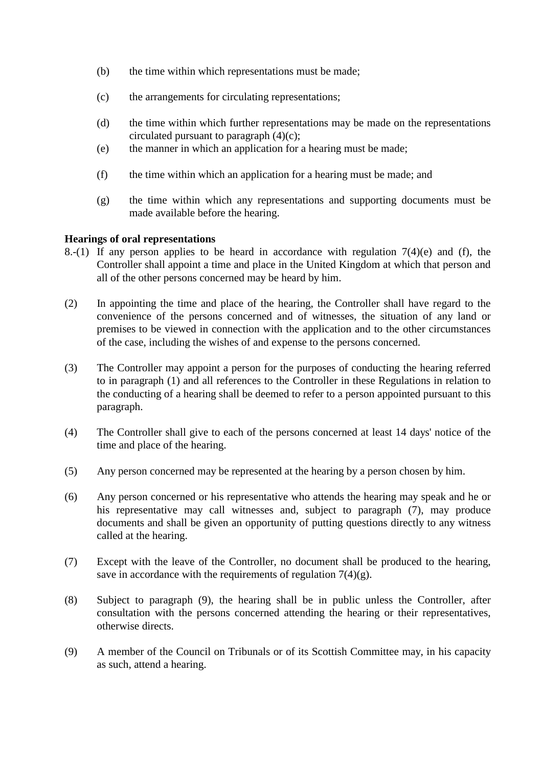(b) the time within which representations must be made;

(c) the arrangements for circulating representations;

(d) the time within which further representations may be made on the representations circulated pursuant to paragraph (4)(c);

(e) the manner in which an application for a hearing must be made;

(f) the time within which an application for a hearing must be made; and

(g) the time within which any representations and supporting documents must be made available before the hearing.

**Hearings of oral representations**

8.-(1) If any person applies to be heard in accordance with regulation 7(4)(e) and (f), the Controller shall appoint a time and place in the United Kingdom at which that person and all of the other persons concerned may be heard by him.

(2) In appointing the time and place of the hearing, the Controller shall have regard to the convenience of the persons concerned and of witnesses, the situation of any land or premises to be viewed in connection with the application and to the other circumstances of the case, including the wishes of and expense to the persons concerned.

(3) The Controller may appoint a person for the purposes of conducting the hearing referred to in paragraph (1) and all references to the Controller in these Regulations in relation to the conducting of a hearing shall be deemed to refer to a person appointed pursuant to this paragraph.

(4) The Controller shall give to each of the persons concerned at least 14 days' notice of the time and place of the hearing.

(5) Any person concerned may be represented at the hearing by a person chosen by him.

(6) Any person concerned or his representative who attends the hearing may speak and he or his representative may call witnesses and, subject to paragraph (7), may produce documents and shall be given an opportunity of putting questions directly to any witness called at the hearing.

(7) Except with the leave of the Controller, no document shall be produced to the hearing, save in accordance with the requirements of regulation 7(4)(g).

(8) Subject to paragraph (9), the hearing shall be in public unless the Controller, after consultation with the persons concerned attending the hearing or their representatives, otherwise directs.

(9) A member of the Council on Tribunals or of its Scottish Committee may, in his capacity as such, attend a hearing.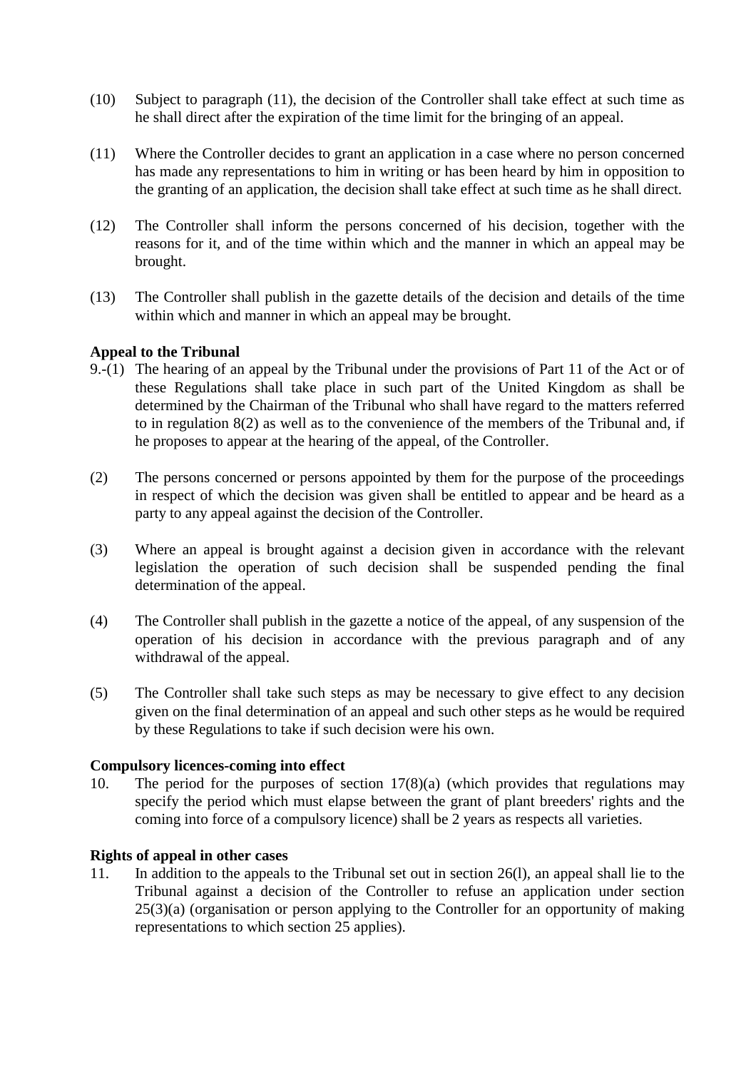(10) Subject to paragraph (11), the decision of the Controller shall take effect at such time as he shall direct after the expiration of the time limit for the bringing of an appeal.

(11) Where the Controller decides to grant an application in a case where no person concerned has made any representations to him in writing or has been heard by him in opposition to the granting of an application, the decision shall take effect at such time as he shall direct.

(12) The Controller shall inform the persons concerned of his decision, together with the reasons for it, and of the time within which and the manner in which an appeal may be brought.

(13) The Controller shall publish in the gazette details of the decision and details of the time within which and manner in which an appeal may be brought.

**Appeal to the Tribunal**

9.-(1) The hearing of an appeal by the Tribunal under the provisions of Part 11 of the Act or of these Regulations shall take place in such part of the United Kingdom as shall be determined by the Chairman of the Tribunal who shall have regard to the matters referred to in regulation 8(2) as well as to the convenience of the members of the Tribunal and, if he proposes to appear at the hearing of the appeal, of the Controller.

(2) The persons concerned or persons appointed by them for the purpose of the proceedings in respect of which the decision was given shall be entitled to appear and be heard as a party to any appeal against the decision of the Controller.

(3) Where an appeal is brought against a decision given in accordance with the relevant legislation the operation of such decision shall be suspended pending the final determination of the appeal.

(4) The Controller shall publish in the gazette a notice of the appeal, of any suspension of the operation of his decision in accordance with the previous paragraph and of any withdrawal of the appeal.

(5) The Controller shall take such steps as may be necessary to give effect to any decision given on the final determination of an appeal and such other steps as he would be required by these Regulations to take if such decision were his own.

**Compulsory licences-coming into effect**

10. The period for the purposes of section 17(8)(a) (which provides that regulations may specify the period which must elapse between the grant of plant breeders' rights and the coming into force of a compulsory licence) shall be 2 years as respects all varieties.

**Rights of appeal in other cases**

11. In addition to the appeals to the Tribunal set out in section 26(l), an appeal shall lie to the Tribunal against a decision of the Controller to refuse an application under section 25(3)(a) (organisation or person applying to the Controller for an opportunity of making representations to which section 25 applies).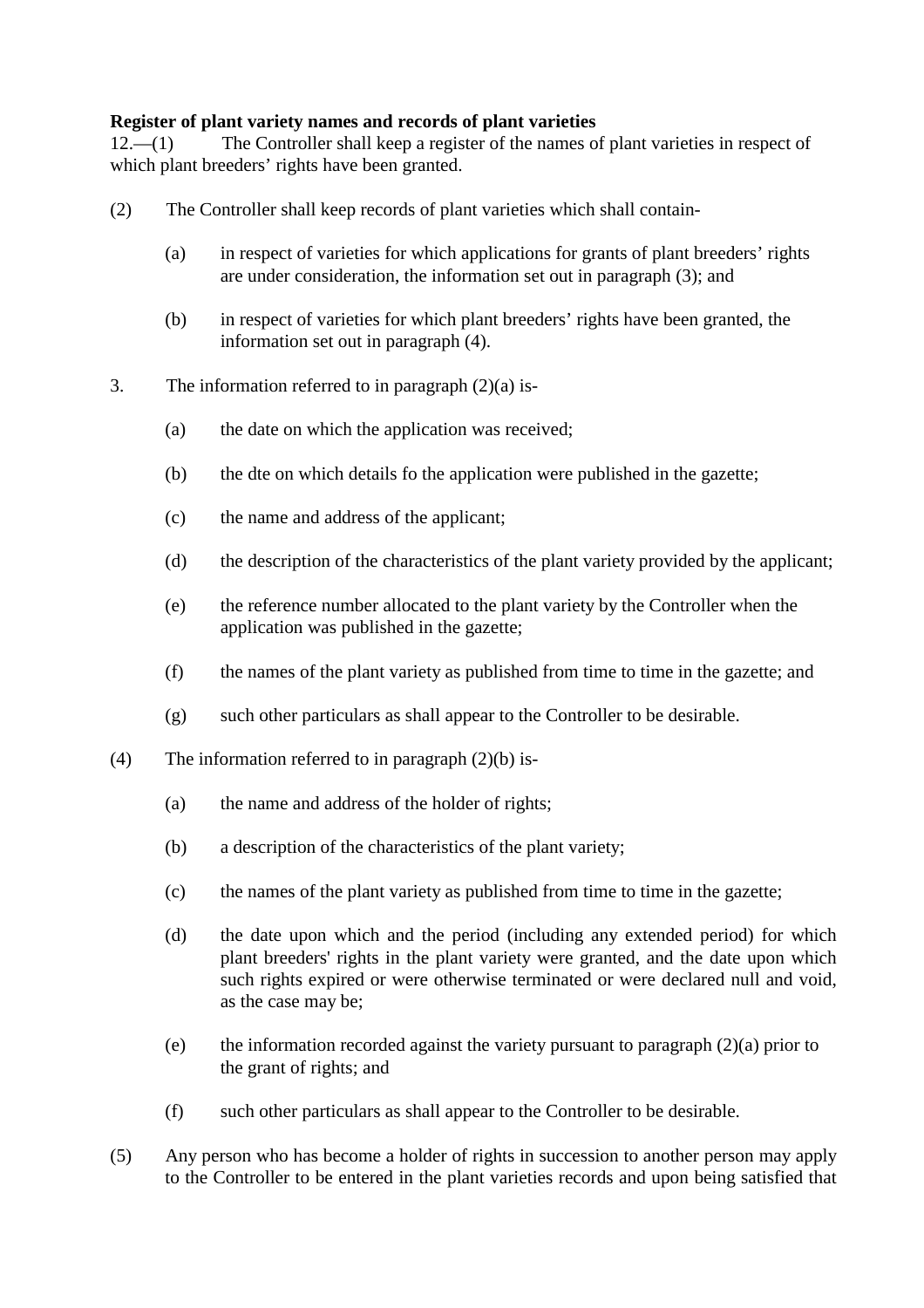**Register of plant variety names and records of plant varieties**

12.—(1) The Controller shall keep a register of the names of plant varieties in respect of which plant breeders' rights have been granted.

(2) The Controller shall keep records of plant varieties which shall contain-

> (a) in respect of varieties for which applications for grants of plant breeders' rights are under consideration, the information set out in paragraph (3); and
>
> (b) in respect of varieties for which plant breeders' rights have been granted, the information set out in paragraph (4).

3. The information referred to in paragraph (2)(a) is-

> (a) the date on which the application was received;
>
> (b) the dte on which details fo the application were published in the gazette;
>
> (c) the name and address of the applicant;
>
> (d) the description of the characteristics of the plant variety provided by the applicant;
>
> (e) the reference number allocated to the plant variety by the Controller when the application was published in the gazette;
>
> (f) the names of the plant variety as published from time to time in the gazette; and
>
> (g) such other particulars as shall appear to the Controller to be desirable.

(4) The information referred to in paragraph (2)(b) is-

> (a) the name and address of the holder of rights;
>
> (b) a description of the characteristics of the plant variety;
>
> (c) the names of the plant variety as published from time to time in the gazette;
>
> (d) the date upon which and the period (including any extended period) for which plant breeders' rights in the plant variety were granted, and the date upon which such rights expired or were otherwise terminated or were declared null and void, as the case may be;
>
> (e) the information recorded against the variety pursuant to paragraph (2)(a) prior to the grant of rights; and
>
> (f) such other particulars as shall appear to the Controller to be desirable.

(5) Any person who has become a holder of rights in succession to another person may apply to the Controller to be entered in the plant varieties records and upon being satisfied that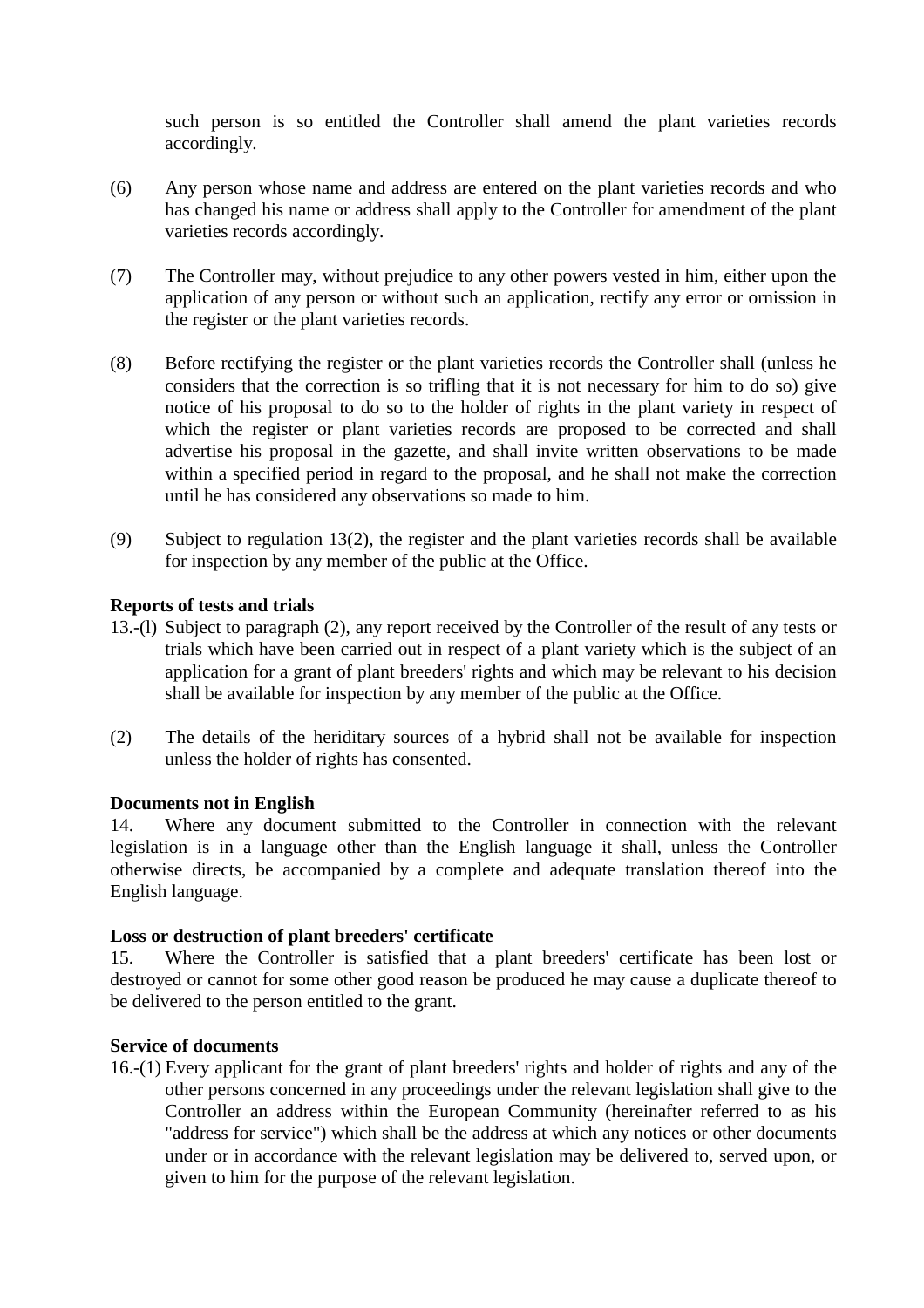such person is so entitled the Controller shall amend the plant varieties records accordingly.

(6) Any person whose name and address are entered on the plant varieties records and who has changed his name or address shall apply to the Controller for amendment of the plant varieties records accordingly.

(7) The Controller may, without prejudice to any other powers vested in him, either upon the application of any person or without such an application, rectify any error or ornission in the register or the plant varieties records.

(8) Before rectifying the register or the plant varieties records the Controller shall (unless he considers that the correction is so trifling that it is not necessary for him to do so) give notice of his proposal to do so to the holder of rights in the plant variety in respect of which the register or plant varieties records are proposed to be corrected and shall advertise his proposal in the gazette, and shall invite written observations to be made within a specified period in regard to the proposal, and he shall not make the correction until he has considered any observations so made to him.

(9) Subject to regulation 13(2), the register and the plant varieties records shall be available for inspection by any member of the public at the Office.

**Reports of tests and trials**

13.-(l) Subject to paragraph (2), any report received by the Controller of the result of any tests or trials which have been carried out in respect of a plant variety which is the subject of an application for a grant of plant breeders' rights and which may be relevant to his decision shall be available for inspection by any member of the public at the Office.

(2) The details of the heriditary sources of a hybrid shall not be available for inspection unless the holder of rights has consented.

**Documents not in English**

14. Where any document submitted to the Controller in connection with the relevant legislation is in a language other than the English language it shall, unless the Controller otherwise directs, be accompanied by a complete and adequate translation thereof into the English language.

**Loss or destruction of plant breeders' certificate**

15. Where the Controller is satisfied that a plant breeders' certificate has been lost or destroyed or cannot for some other good reason be produced he may cause a duplicate thereof to be delivered to the person entitled to the grant.

**Service of documents**

16.-(1) Every applicant for the grant of plant breeders' rights and holder of rights and any of the other persons concerned in any proceedings under the relevant legislation shall give to the Controller an address within the European Community (hereinafter referred to as his "address for service") which shall be the address at which any notices or other documents under or in accordance with the relevant legislation may be delivered to, served upon, or given to him for the purpose of the relevant legislation.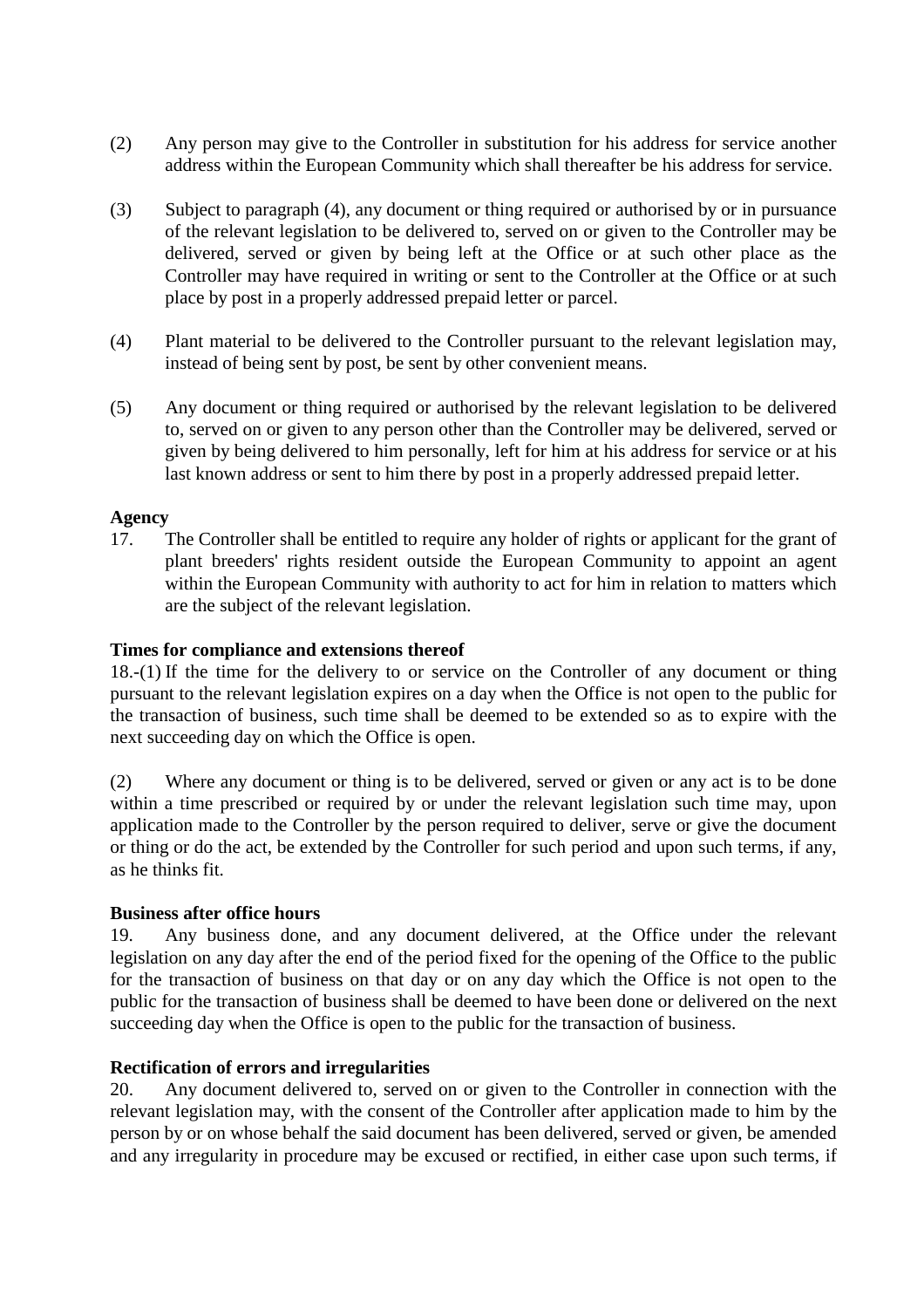(2) Any person may give to the Controller in substitution for his address for service another address within the European Community which shall thereafter be his address for service.

(3) Subject to paragraph (4), any document or thing required or authorised by or in pursuance of the relevant legislation to be delivered to, served on or given to the Controller may be delivered, served or given by being left at the Office or at such other place as the Controller may have required in writing or sent to the Controller at the Office or at such place by post in a properly addressed prepaid letter or parcel.

(4) Plant material to be delivered to the Controller pursuant to the relevant legislation may, instead of being sent by post, be sent by other convenient means.

(5) Any document or thing required or authorised by the relevant legislation to be delivered to, served on or given to any person other than the Controller may be delivered, served or given by being delivered to him personally, left for him at his address for service or at his last known address or sent to him there by post in a properly addressed prepaid letter.

**Agency**

17. The Controller shall be entitled to require any holder of rights or applicant for the grant of plant breeders' rights resident outside the European Community to appoint an agent within the European Community with authority to act for him in relation to matters which are the subject of the relevant legislation.

**Times for compliance and extensions thereof**

18.-(1) If the time for the delivery to or service on the Controller of any document or thing pursuant to the relevant legislation expires on a day when the Office is not open to the public for the transaction of business, such time shall be deemed to be extended so as to expire with the next succeeding day on which the Office is open.

(2) Where any document or thing is to be delivered, served or given or any act is to be done within a time prescribed or required by or under the relevant legislation such time may, upon application made to the Controller by the person required to deliver, serve or give the document or thing or do the act, be extended by the Controller for such period and upon such terms, if any, as he thinks fit.

**Business after office hours**

19. Any business done, and any document delivered, at the Office under the relevant legislation on any day after the end of the period fixed for the opening of the Office to the public for the transaction of business on that day or on any day which the Office is not open to the public for the transaction of business shall be deemed to have been done or delivered on the next succeeding day when the Office is open to the public for the transaction of business.

**Rectification of errors and irregularities**

20. Any document delivered to, served on or given to the Controller in connection with the relevant legislation may, with the consent of the Controller after application made to him by the person by or on whose behalf the said document has been delivered, served or given, be amended and any irregularity in procedure may be excused or rectified, in either case upon such terms, if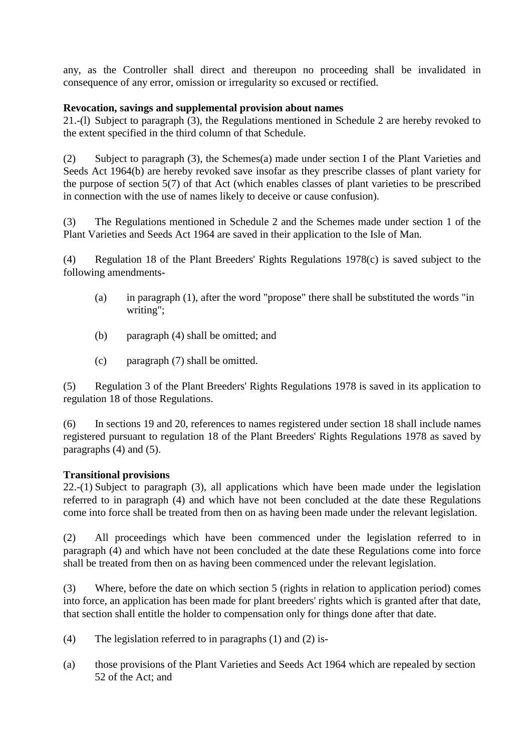any, as the Controller shall direct and thereupon no proceeding shall be invalidated in consequence of any error, omission or irregularity so excused or rectified.

**Revocation, savings and supplemental provision about names**

21.-(l) Subject to paragraph (3), the Regulations mentioned in Schedule 2 are hereby revoked to the extent specified in the third column of that Schedule.

(2) Subject to paragraph (3), the Schemes(a) made under section I of the Plant Varieties and Seeds Act 1964(b) are hereby revoked save insofar as they prescribe classes of plant variety for the purpose of section 5(7) of that Act (which enables classes of plant varieties to be prescribed in connection with the use of names likely to deceive or cause confusion).

(3) The Regulations mentioned in Schedule 2 and the Schemes made under section 1 of the Plant Varieties and Seeds Act 1964 are saved in their application to the Isle of Man.

(4) Regulation 18 of the Plant Breeders' Rights Regulations 1978(c) is saved subject to the following amendments-

(a) in paragraph (1), after the word "propose" there shall be substituted the words "in writing";

(b) paragraph (4) shall be omitted; and

(c) paragraph (7) shall be omitted.

(5) Regulation 3 of the Plant Breeders' Rights Regulations 1978 is saved in its application to regulation 18 of those Regulations.

(6) In sections 19 and 20, references to names registered under section 18 shall include names registered pursuant to regulation 18 of the Plant Breeders' Rights Regulations 1978 as saved by paragraphs (4) and (5).

**Transitional provisions**

22.-(1) Subject to paragraph (3), all applications which have been made under the legislation referred to in paragraph (4) and which have not been concluded at the date these Regulations come into force shall be treated from then on as having been made under the relevant legislation.

(2) All proceedings which have been commenced under the legislation referred to in paragraph (4) and which have not been concluded at the date these Regulations come into force shall be treated from then on as having been commenced under the relevant legislation.

(3) Where, before the date on which section 5 (rights in relation to application period) comes into force, an application has been made for plant breeders' rights which is granted after that date, that section shall entitle the holder to compensation only for things done after that date.

(4) The legislation referred to in paragraphs (1) and (2) is-

(a) those provisions of the Plant Varieties and Seeds Act 1964 which are repealed by section 52 of the Act; and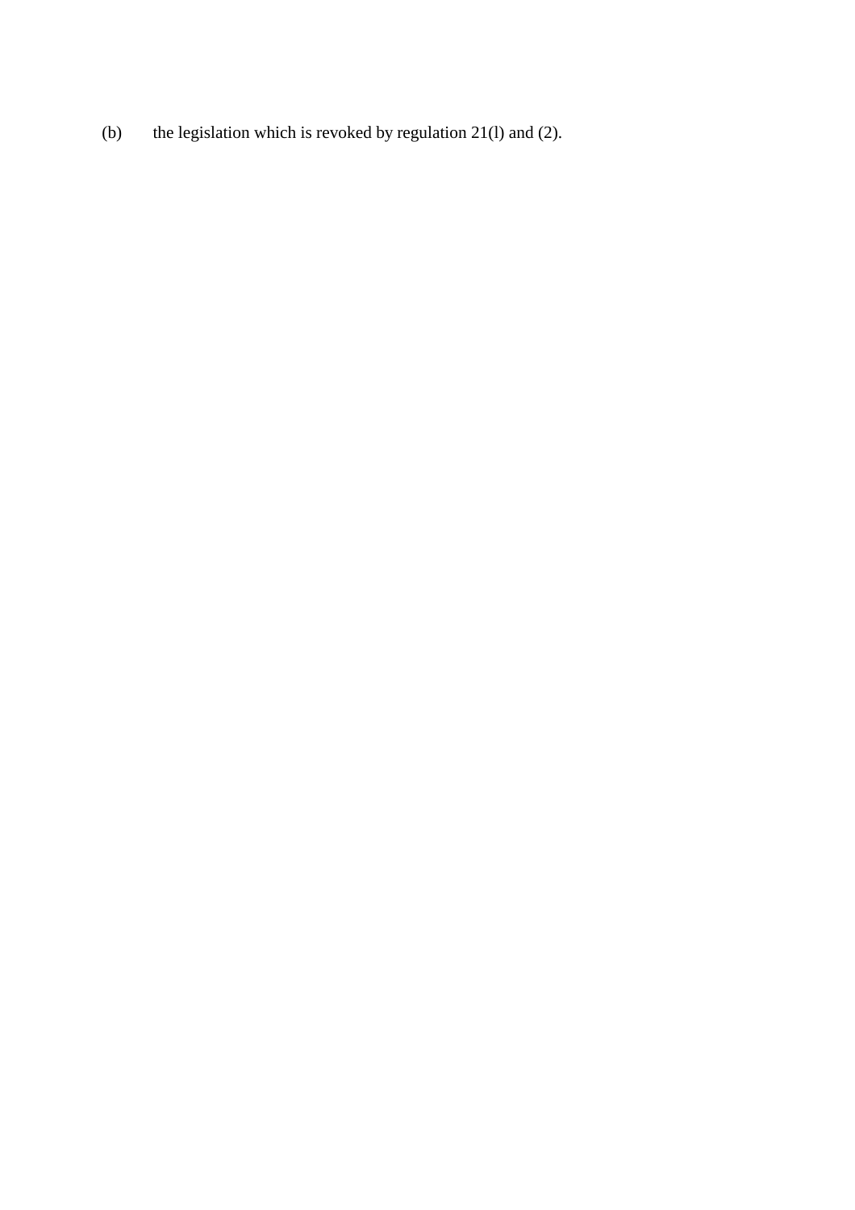(b) the legislation which is revoked by regulation 21(l) and (2).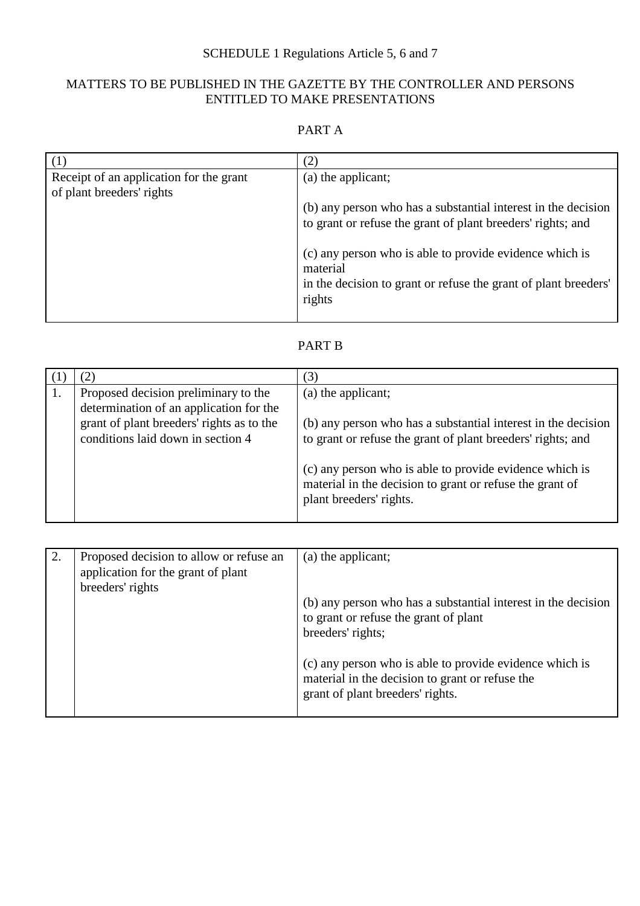SCHEDULE 1 Regulations Article 5, 6 and 7

MATTERS TO BE PUBLISHED IN THE GAZETTE BY THE CONTROLLER AND PERSONS ENTITLED TO MAKE PRESENTATIONS

PART A

| (1) | (2) |
|---|---|
| Receipt of an application for the grant of plant breeders' rights | (a) the applicant;<br><br>(b) any person who has a substantial interest in the decision to grant or refuse the grant of plant breeders' rights; and<br><br>(c) any person who is able to provide evidence which is material in the decision to grant or refuse the grant of plant breeders' rights |

PART B

| (1) | (2) | (3) |
|---|---|---|
| 1. | Proposed decision preliminary to the determination of an application for the grant of plant breeders' rights as to the conditions laid down in section 4 | (a) the applicant;<br><br>(b) any person who has a substantial interest in the decision to grant or refuse the grant of plant breeders' rights; and<br><br>(c) any person who is able to provide evidence which is material in the decision to grant or refuse the grant of plant breeders' rights. |
| 2. | Proposed decision to allow or refuse an application for the grant of plant breeders' rights | (a) the applicant;<br><br>(b) any person who has a substantial interest in the decision to grant or refuse the grant of plant breeders' rights;<br><br>(c) any person who is able to provide evidence which is material in the decision to grant or refuse the grant of plant breeders' rights. |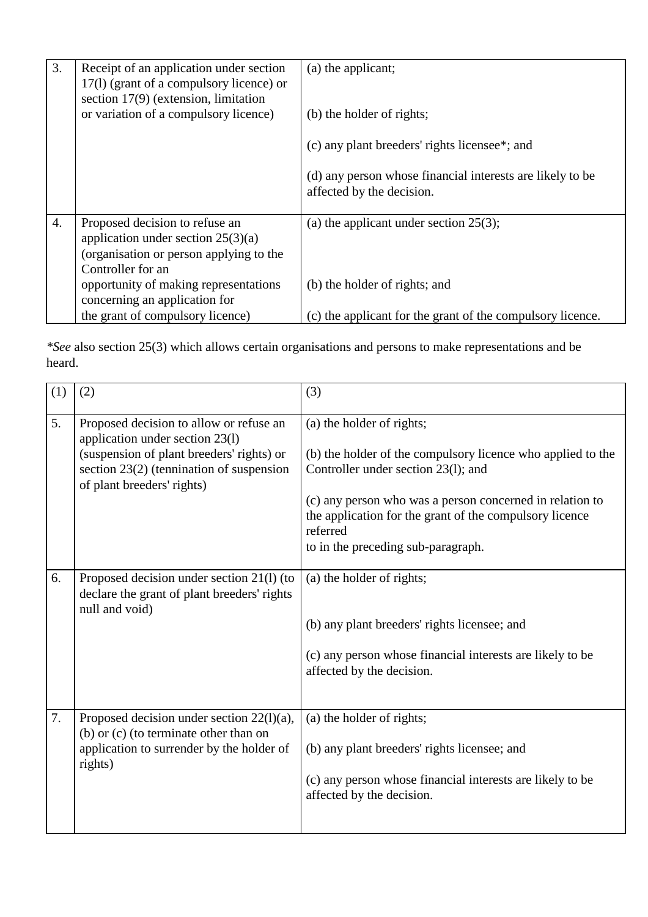| | | |
|---|---|---|
| 3. | Receipt of an application under section 17(l) (grant of a compulsory licence) or section 17(9) (extension, limitation or variation of a compulsory licence) | (a) the applicant;<br><br>(b) the holder of rights;<br><br>(c) any plant breeders' rights licensee*; and<br><br>(d) any person whose financial interests are likely to be affected by the decision. |
| 4. | Proposed decision to refuse an application under section 25(3)(a) (organisation or person applying to the Controller for an opportunity of making representations concerning an application for the grant of compulsory licence) | (a) the applicant under section 25(3);<br><br>(b) the holder of rights; and<br><br>(c) the applicant for the grant of the compulsory licence. |

**See* also section 25(3) which allows certain organisations and persons to make representations and be heard.

| (1) | (2) | (3) |
|---|---|---|
| 5. | Proposed decision to allow or refuse an application under section 23(l) (suspension of plant breeders' rights) or section 23(2) (tennination of suspension of plant breeders' rights) | (a) the holder of rights;<br><br>(b) the holder of the compulsory licence who applied to the Controller under section 23(l); and<br><br>(c) any person who was a person concerned in relation to the application for the grant of the compulsory licence referred to in the preceding sub-paragraph. |
| 6. | Proposed decision under section 21(l) (to declare the grant of plant breeders' rights null and void) | (a) the holder of rights;<br><br>(b) any plant breeders' rights licensee; and<br><br>(c) any person whose financial interests are likely to be affected by the decision. |
| 7. | Proposed decision under section 22(l)(a), (b) or (c) (to terminate other than on application to surrender by the holder of rights) | (a) the holder of rights;<br><br>(b) any plant breeders' rights licensee; and<br><br>(c) any person whose financial interests are likely to be affected by the decision. |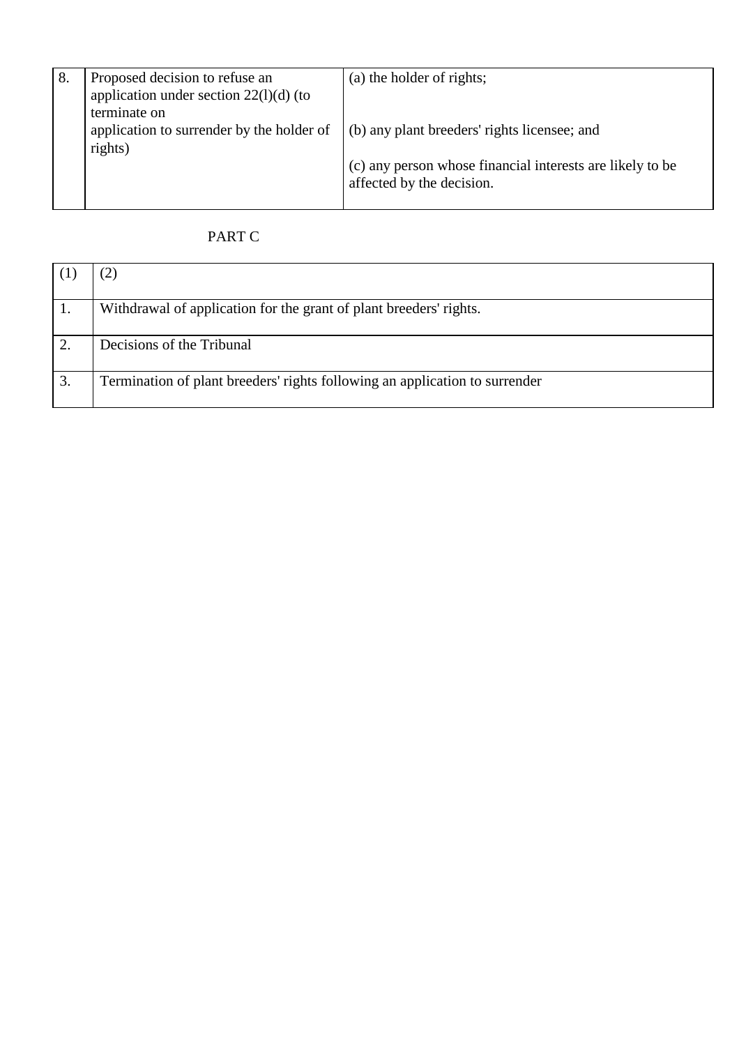| | | |
|---|---|---|
| 8. | Proposed decision to refuse an application under section 22(l)(d) (to terminate on application to surrender by the holder of rights) | (a) the holder of rights;<br><br>(b) any plant breeders' rights licensee; and<br><br>(c) any person whose financial interests are likely to be affected by the decision. |

PART C

| (1) | (2) |
|---|---|
| 1. | Withdrawal of application for the grant of plant breeders' rights. |
| 2. | Decisions of the Tribunal |
| 3. | Termination of plant breeders' rights following an application to surrender |